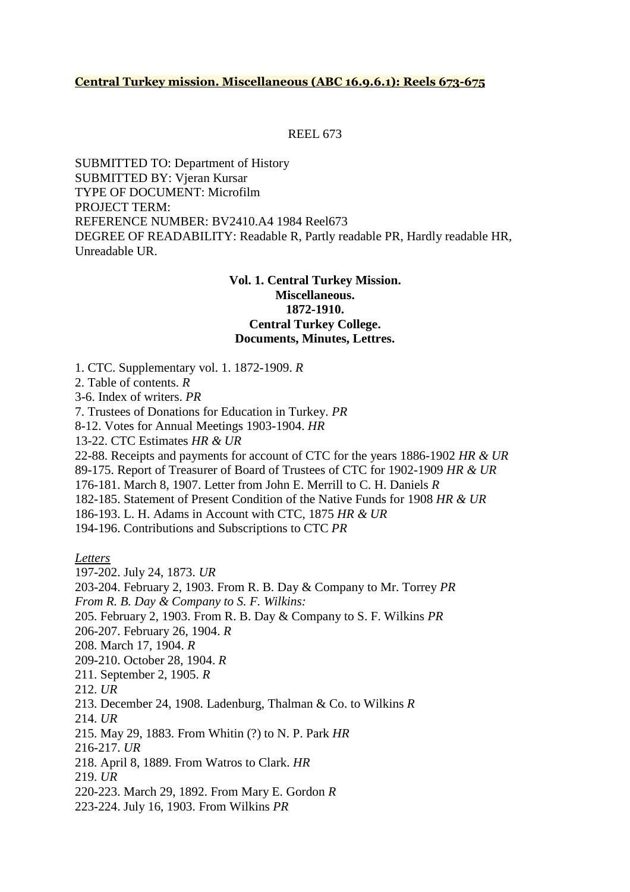**Central Turkey mission. Miscellaneous (ABC 16.9.6.1): Reels 673-675**

REEL 673

SUBMITTED TO: Department of History
SUBMITTED BY: Vjeran Kursar
TYPE OF DOCUMENT: Microfilm
PROJECT TERM:
REFERENCE NUMBER: BV2410.A4 1984 Reel673
DEGREE OF READABILITY: Readable R, Partly readable PR, Hardly readable HR, Unreadable UR.

**Vol. 1. Central Turkey Mission.**
**Miscellaneous.**
**1872-1910.**
**Central Turkey College.**
**Documents, Minutes, Lettres.**

1. CTC. Supplementary vol. 1. 1872-1909. *R*
2. Table of contents. *R*
3-6. Index of writers. *PR*
7. Trustees of Donations for Education in Turkey. *PR*
8-12. Votes for Annual Meetings 1903-1904. *HR*
13-22. CTC Estimates *HR & UR*
22-88. Receipts and payments for account of CTC for the years 1886-1902 *HR & UR*
89-175. Report of Treasurer of Board of Trustees of CTC for 1902-1909 *HR & UR*
176-181. March 8, 1907. Letter from John E. Merrill to C. H. Daniels *R*
182-185. Statement of Present Condition of the Native Funds for 1908 *HR & UR*
186-193. L. H. Adams in Account with CTC, 1875 *HR & UR*
194-196. Contributions and Subscriptions to CTC *PR*

*Letters*

197-202. July 24, 1873. *UR*
203-204. February 2, 1903. From R. B. Day & Company to Mr. Torrey *PR*
*From R. B. Day & Company to S. F. Wilkins:*
205. February 2, 1903. From R. B. Day & Company to S. F. Wilkins *PR*
206-207. February 26, 1904. *R*
208. March 17, 1904. *R*
209-210. October 28, 1904. *R*
211. September 2, 1905. *R*
212. *UR*
213. December 24, 1908. Ladenburg, Thalman & Co. to Wilkins *R*
214. *UR*
215. May 29, 1883. From Whitin (?) to N. P. Park *HR*
216-217. *UR*
218. April 8, 1889. From Watros to Clark. *HR*
219. *UR*
220-223. March 29, 1892. From Mary E. Gordon *R*
223-224. July 16, 1903. From Wilkins *PR*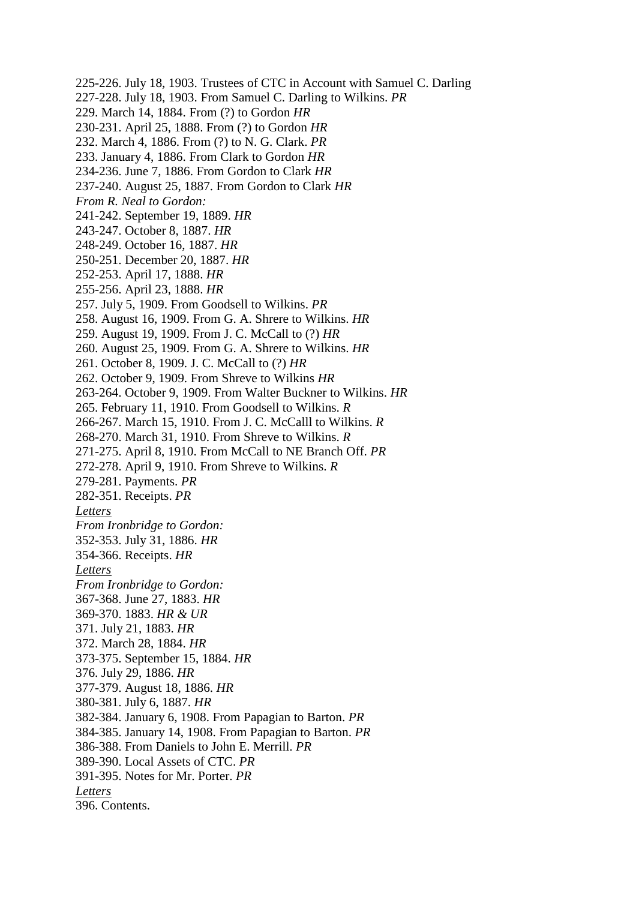225-226. July 18, 1903. Trustees of CTC in Account with Samuel C. Darling
227-228. July 18, 1903. From Samuel C. Darling to Wilkins. *PR*
229. March 14, 1884. From (?) to Gordon *HR*
230-231. April 25, 1888. From (?) to Gordon *HR*
232. March 4, 1886. From (?) to N. G. Clark. *PR*
233. January 4, 1886. From Clark to Gordon *HR*
234-236. June 7, 1886. From Gordon to Clark *HR*
237-240. August 25, 1887. From Gordon to Clark *HR*
*From R. Neal to Gordon:*
241-242. September 19, 1889. *HR*
243-247. October 8, 1887. *HR*
248-249. October 16, 1887. *HR*
250-251. December 20, 1887. *HR*
252-253. April 17, 1888. *HR*
255-256. April 23, 1888. *HR*
257. July 5, 1909. From Goodsell to Wilkins. *PR*
258. August 16, 1909. From G. A. Shrere to Wilkins. *HR*
259. August 19, 1909. From J. C. McCall to (?) *HR*
260. August 25, 1909. From G. A. Shrere to Wilkins. *HR*
261. October 8, 1909. J. C. McCall to (?) *HR*
262. October 9, 1909. From Shreve to Wilkins *HR*
263-264. October 9, 1909. From Walter Buckner to Wilkins. *HR*
265. February 11, 1910. From Goodsell to Wilkins. *R*
266-267. March 15, 1910. From J. C. McCalll to Wilkins. *R*
268-270. March 31, 1910. From Shreve to Wilkins. *R*
271-275. April 8, 1910. From McCall to NE Branch Off. *PR*
272-278. April 9, 1910. From Shreve to Wilkins. *R*
279-281. Payments. *PR*
282-351. Receipts. *PR*
<u>*Letters*</u>
*From Ironbridge to Gordon:*
352-353. July 31, 1886. *HR*
354-366. Receipts. *HR*
<u>*Letters*</u>
*From Ironbridge to Gordon:*
367-368. June 27, 1883. *HR*
369-370. 1883. *HR & UR*
371. July 21, 1883. *HR*
372. March 28, 1884. *HR*
373-375. September 15, 1884. *HR*
376. July 29, 1886. *HR*
377-379. August 18, 1886. *HR*
380-381. July 6, 1887. *HR*
382-384. January 6, 1908. From Papagian to Barton. *PR*
384-385. January 14, 1908. From Papagian to Barton. *PR*
386-388. From Daniels to John E. Merrill. *PR*
389-390. Local Assets of CTC. *PR*
391-395. Notes for Mr. Porter. *PR*
<u>*Letters*</u>
396. Contents.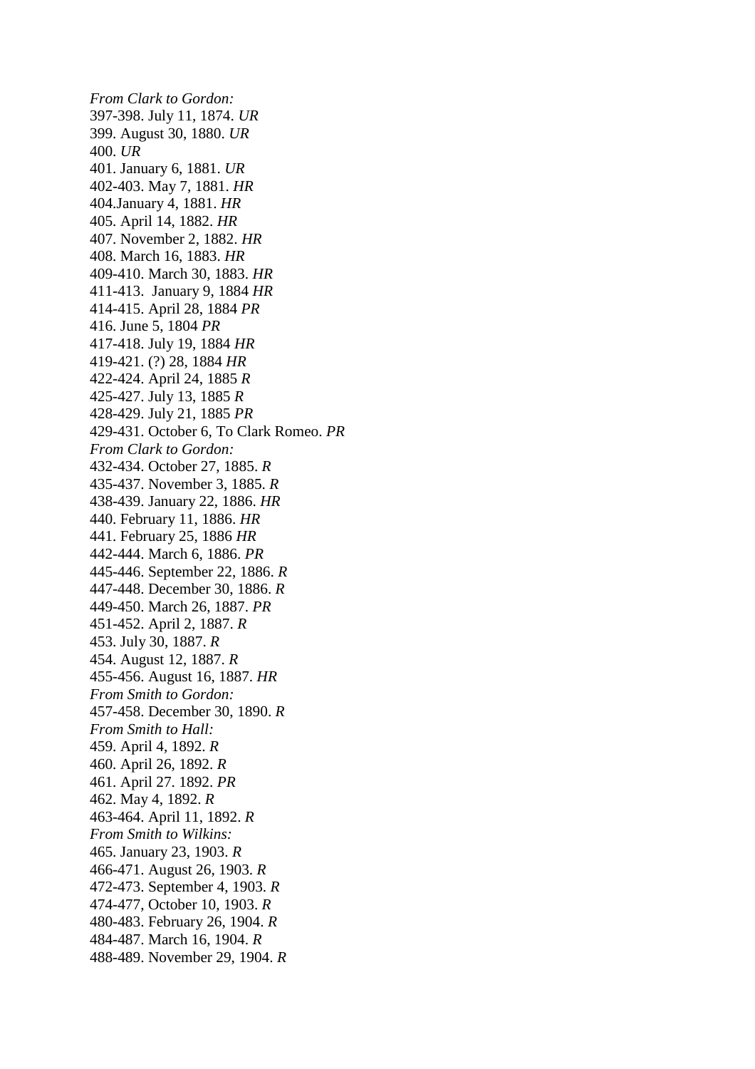*From Clark to Gordon:*
397-398. July 11, 1874. *UR*
399. August 30, 1880. *UR*
400. *UR*
401. January 6, 1881. *UR*
402-403. May 7, 1881. *HR*
404.January 4, 1881. *HR*
405. April 14, 1882. *HR*
407. November 2, 1882. *HR*
408. March 16, 1883. *HR*
409-410. March 30, 1883. *HR*
411-413.  January 9, 1884 *HR*
414-415. April 28, 1884 *PR*
416. June 5, 1804 *PR*
417-418. July 19, 1884 *HR*
419-421. (?) 28, 1884 *HR*
422-424. April 24, 1885 *R*
425-427. July 13, 1885 *R*
428-429. July 21, 1885 *PR*
429-431. October 6, To Clark Romeo. *PR*
*From Clark to Gordon:*
432-434. October 27, 1885. *R*
435-437. November 3, 1885. *R*
438-439. January 22, 1886. *HR*
440. February 11, 1886. *HR*
441. February 25, 1886 *HR*
442-444. March 6, 1886. *PR*
445-446. September 22, 1886. *R*
447-448. December 30, 1886. *R*
449-450. March 26, 1887. *PR*
451-452. April 2, 1887. *R*
453. July 30, 1887. *R*
454. August 12, 1887. *R*
455-456. August 16, 1887. *HR*
*From Smith to Gordon:*
457-458. December 30, 1890. *R*
*From Smith to Hall:*
459. April 4, 1892. *R*
460. April 26, 1892. *R*
461. April 27. 1892. *PR*
462. May 4, 1892. *R*
463-464. April 11, 1892. *R*
*From Smith to Wilkins:*
465. January 23, 1903. *R*
466-471. August 26, 1903. *R*
472-473. September 4, 1903. *R*
474-477, October 10, 1903. *R*
480-483. February 26, 1904. *R*
484-487. March 16, 1904. *R*
488-489. November 29, 1904. *R*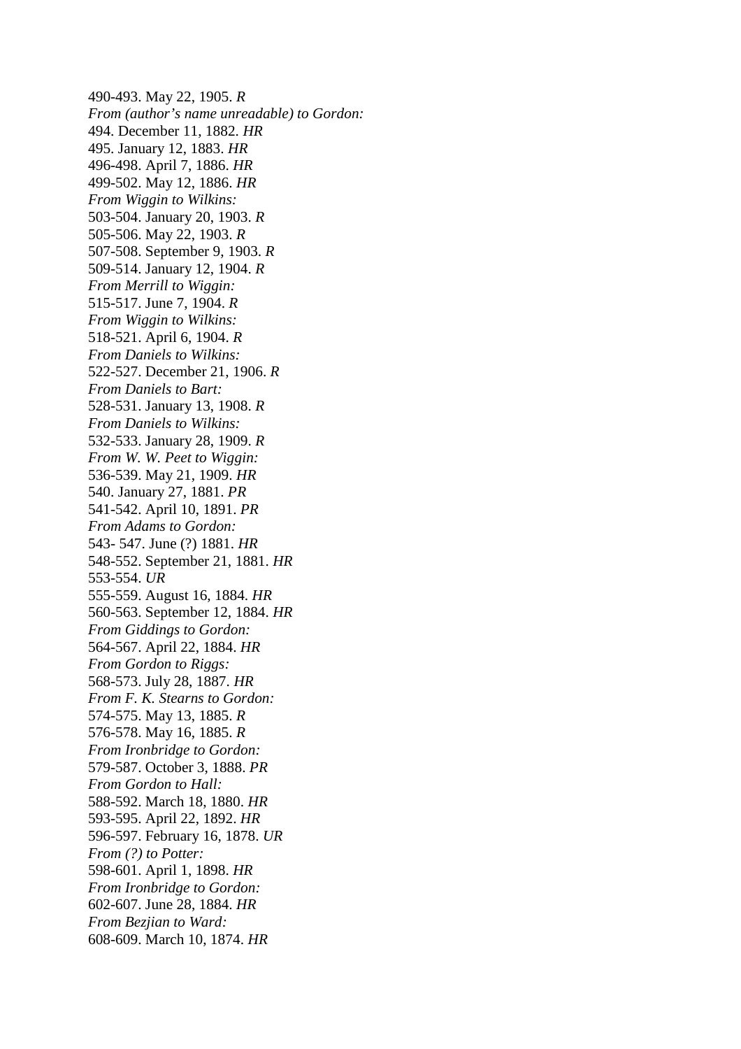490-493. May 22, 1905. *R*
*From (author's name unreadable) to Gordon:*
494. December 11, 1882. *HR*
495. January 12, 1883. *HR*
496-498. April 7, 1886. *HR*
499-502. May 12, 1886. *HR*
*From Wiggin to Wilkins:*
503-504. January 20, 1903. *R*
505-506. May 22, 1903. *R*
507-508. September 9, 1903. *R*
509-514. January 12, 1904. *R*
*From Merrill to Wiggin:*
515-517. June 7, 1904. *R*
*From Wiggin to Wilkins:*
518-521. April 6, 1904. *R*
*From Daniels to Wilkins:*
522-527. December 21, 1906. *R*
*From Daniels to Bart:*
528-531. January 13, 1908. *R*
*From Daniels to Wilkins:*
532-533. January 28, 1909. *R*
*From W. W. Peet to Wiggin:*
536-539. May 21, 1909. *HR*
540. January 27, 1881. *PR*
541-542. April 10, 1891. *PR*
*From Adams to Gordon:*
543- 547. June (?) 1881. *HR*
548-552. September 21, 1881. *HR*
553-554. *UR*
555-559. August 16, 1884. *HR*
560-563. September 12, 1884. *HR*
*From Giddings to Gordon:*
564-567. April 22, 1884. *HR*
*From Gordon to Riggs:*
568-573. July 28, 1887. *HR*
*From F. K. Stearns to Gordon:*
574-575. May 13, 1885. *R*
576-578. May 16, 1885. *R*
*From Ironbridge to Gordon:*
579-587. October 3, 1888. *PR*
*From Gordon to Hall:*
588-592. March 18, 1880. *HR*
593-595. April 22, 1892. *HR*
596-597. February 16, 1878. *UR*
*From (?) to Potter:*
598-601. April 1, 1898. *HR*
*From Ironbridge to Gordon:*
602-607. June 28, 1884. *HR*
*From Bezjian to Ward:*
608-609. March 10, 1874. *HR*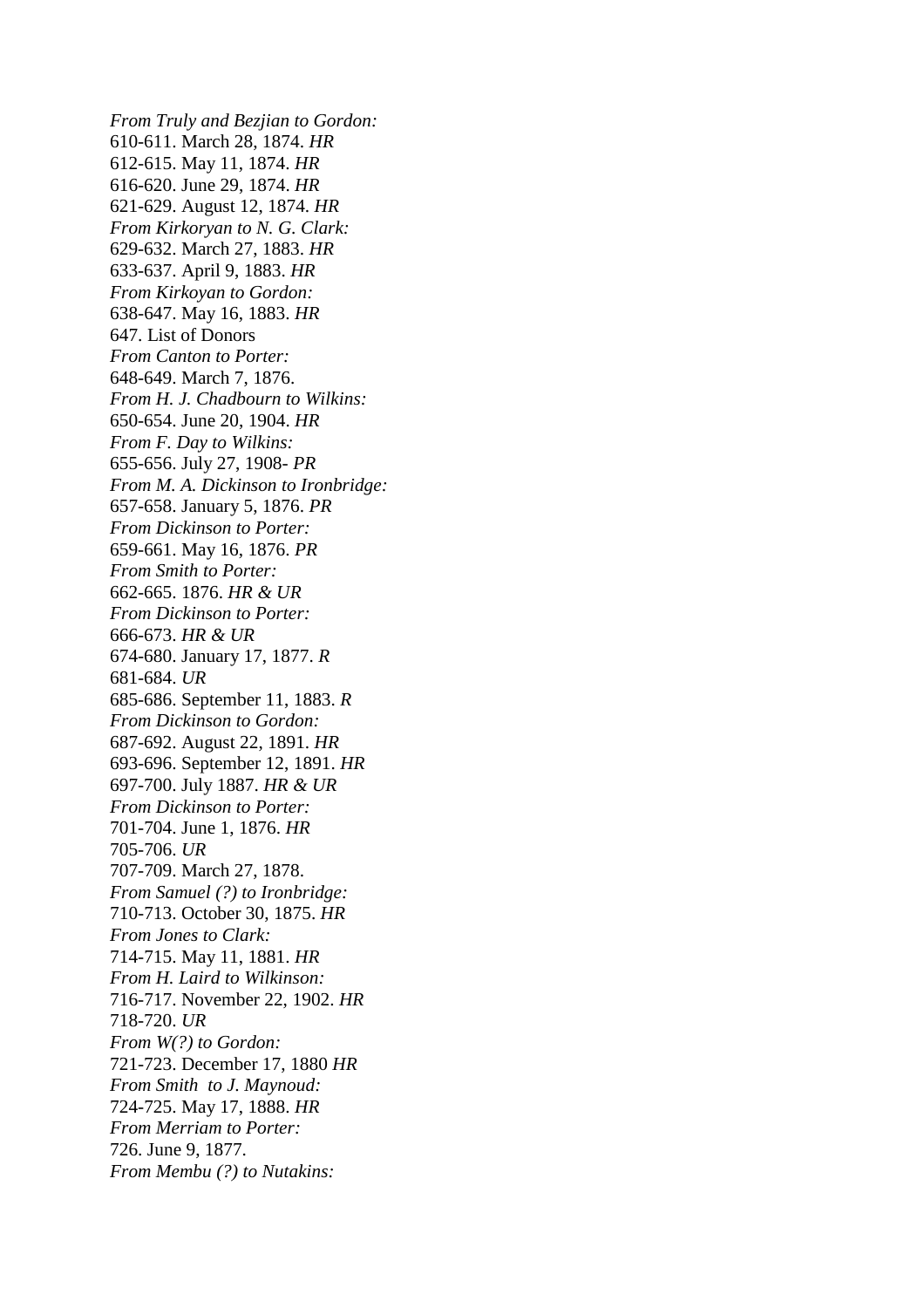*From Truly and Bezjian to Gordon:*
610-611. March 28, 1874. *HR*
612-615. May 11, 1874. *HR*
616-620. June 29, 1874. *HR*
621-629. August 12, 1874. *HR*
*From Kirkoryan to N. G. Clark:*
629-632. March 27, 1883. *HR*
633-637. April 9, 1883. *HR*
*From Kirkoyan to Gordon:*
638-647. May 16, 1883. *HR*
647. List of Donors
*From Canton to Porter:*
648-649. March 7, 1876.
*From H. J. Chadbourn to Wilkins:*
650-654. June 20, 1904. *HR*
*From F. Day to Wilkins:*
655-656. July 27, 1908- *PR*
*From M. A. Dickinson to Ironbridge:*
657-658. January 5, 1876. *PR*
*From Dickinson to Porter:*
659-661. May 16, 1876. *PR*
*From Smith to Porter:*
662-665. 1876. *HR & UR*
*From Dickinson to Porter:*
666-673. *HR & UR*
674-680. January 17, 1877. *R*
681-684. *UR*
685-686. September 11, 1883. *R*
*From Dickinson to Gordon:*
687-692. August 22, 1891. *HR*
693-696. September 12, 1891. *HR*
697-700. July 1887. *HR & UR*
*From Dickinson to Porter:*
701-704. June 1, 1876. *HR*
705-706. *UR*
707-709. March 27, 1878.
*From Samuel (?) to Ironbridge:*
710-713. October 30, 1875. *HR*
*From Jones to Clark:*
714-715. May 11, 1881. *HR*
*From H. Laird to Wilkinson:*
716-717. November 22, 1902. *HR*
718-720. *UR*
*From W(?) to Gordon:*
721-723. December 17, 1880 *HR*
*From Smith to J. Maynoud:*
724-725. May 17, 1888. *HR*
*From Merriam to Porter:*
726. June 9, 1877.
*From Membu (?) to Nutakins:*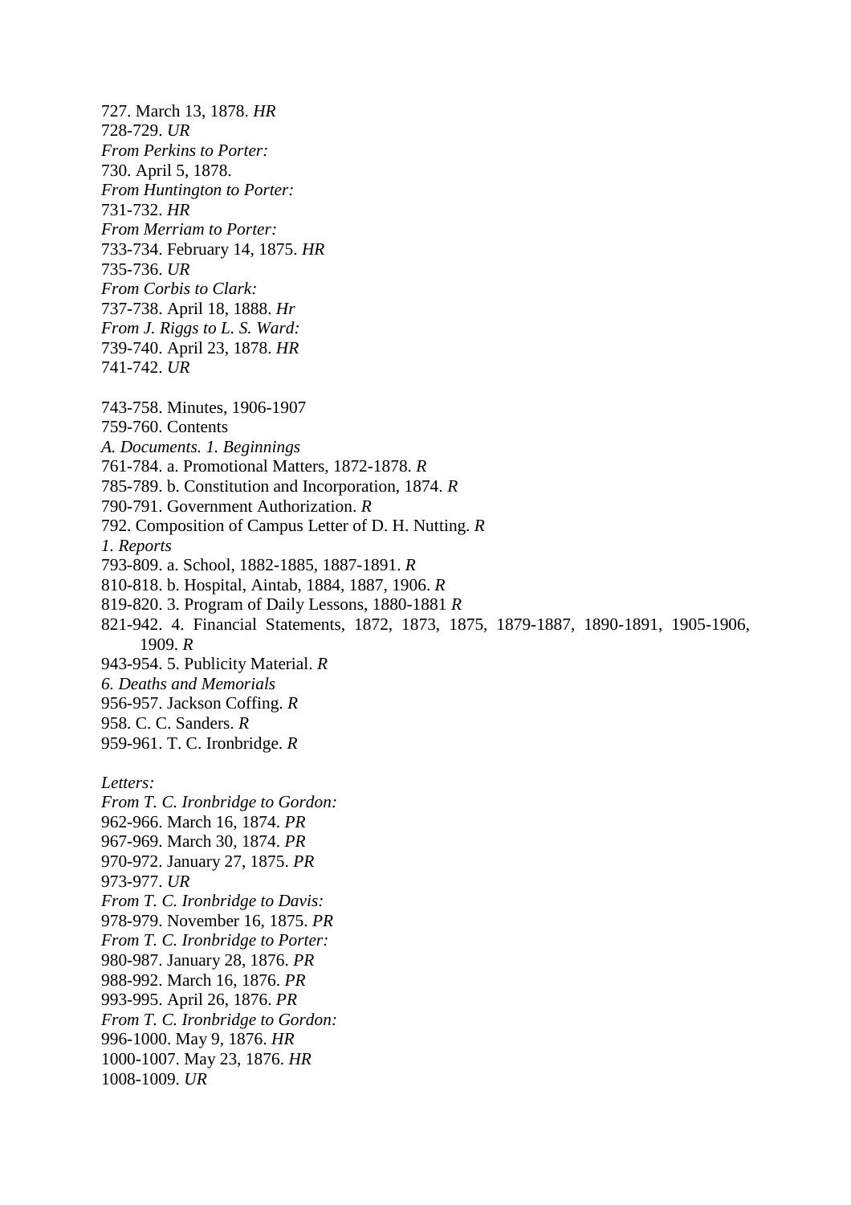727. March 13, 1878. *HR*
728-729. *UR*
*From Perkins to Porter:*
730. April 5, 1878.
*From Huntington to Porter:*
731-732. *HR*
*From Merriam to Porter:*
733-734. February 14, 1875. *HR*
735-736. *UR*
*From Corbis to Clark:*
737-738. April 18, 1888. *Hr*
*From J. Riggs to L. S. Ward:*
739-740. April 23, 1878. *HR*
741-742. *UR*

743-758. Minutes, 1906-1907
759-760. Contents
*A. Documents. 1. Beginnings*
761-784. a. Promotional Matters, 1872-1878. *R*
785-789. b. Constitution and Incorporation, 1874. *R*
790-791. Government Authorization. *R*
792. Composition of Campus Letter of D. H. Nutting. *R*
*1. Reports*
793-809. a. School, 1882-1885, 1887-1891. *R*
810-818. b. Hospital, Aintab, 1884, 1887, 1906. *R*
819-820. 3. Program of Daily Lessons, 1880-1881 *R*
821-942. 4. Financial Statements, 1872, 1873, 1875, 1879-1887, 1890-1891, 1905-1906, 1909. *R*
943-954. 5. Publicity Material. *R*
*6. Deaths and Memorials*
956-957. Jackson Coffing. *R*
958. C. C. Sanders. *R*
959-961. T. C. Ironbridge. *R*

*Letters:*
*From T. C. Ironbridge to Gordon:*
962-966. March 16, 1874. *PR*
967-969. March 30, 1874. *PR*
970-972. January 27, 1875. *PR*
973-977. *UR*
*From T. C. Ironbridge to Davis:*
978-979. November 16, 1875. *PR*
*From T. C. Ironbridge to Porter:*
980-987. January 28, 1876. *PR*
988-992. March 16, 1876. *PR*
993-995. April 26, 1876. *PR*
*From T. C. Ironbridge to Gordon:*
996-1000. May 9, 1876. *HR*
1000-1007. May 23, 1876. *HR*
1008-1009. *UR*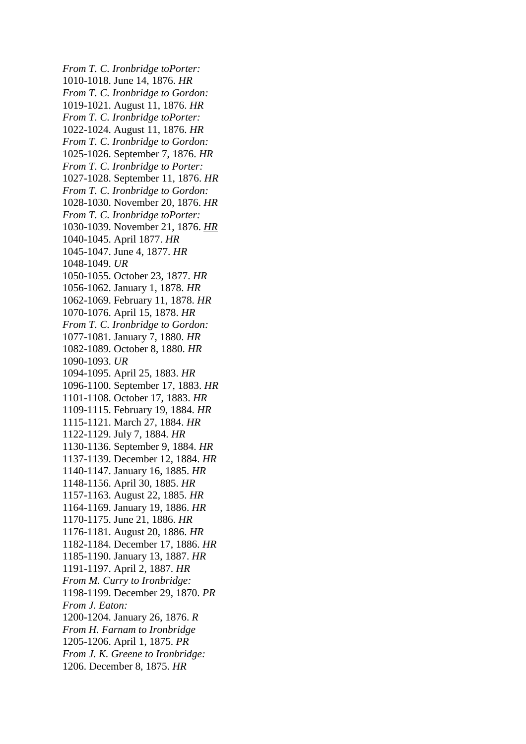*From T. C. Ironbridge toPorter:*
1010-1018. June 14, 1876. *HR*
*From T. C. Ironbridge to Gordon:*
1019-1021. August 11, 1876. *HR*
*From T. C. Ironbridge toPorter:*
1022-1024. August 11, 1876. *HR*
*From T. C. Ironbridge to Gordon:*
1025-1026. September 7, 1876. *HR*
*From T. C. Ironbridge to Porter:*
1027-1028. September 11, 1876. *HR*
*From T. C. Ironbridge to Gordon:*
1028-1030. November 20, 1876. *HR*
*From T. C. Ironbridge toPorter:*
1030-1039. November 21, 1876. *HR*
1040-1045. April 1877. *HR*
1045-1047. June 4, 1877. *HR*
1048-1049. *UR*
1050-1055. October 23, 1877. *HR*
1056-1062. January 1, 1878. *HR*
1062-1069. February 11, 1878. *HR*
1070-1076. April 15, 1878. *HR*
*From T. C. Ironbridge to Gordon:*
1077-1081. January 7, 1880. *HR*
1082-1089. October 8, 1880. *HR*
1090-1093. *UR*
1094-1095. April 25, 1883. *HR*
1096-1100. September 17, 1883. *HR*
1101-1108. October 17, 1883. *HR*
1109-1115. February 19, 1884. *HR*
1115-1121. March 27, 1884. *HR*
1122-1129. July 7, 1884. *HR*
1130-1136. September 9, 1884. *HR*
1137-1139. December 12, 1884. *HR*
1140-1147. January 16, 1885. *HR*
1148-1156. April 30, 1885. *HR*
1157-1163. August 22, 1885. *HR*
1164-1169. January 19, 1886. *HR*
1170-1175. June 21, 1886. *HR*
1176-1181. August 20, 1886. *HR*
1182-1184. December 17, 1886. *HR*
1185-1190. January 13, 1887. *HR*
1191-1197. April 2, 1887. *HR*
*From M. Curry to Ironbridge:*
1198-1199. December 29, 1870. *PR*
*From J. Eaton:*
1200-1204. January 26, 1876. *R*
*From H. Farnam to Ironbridge*
1205-1206. April 1, 1875. *PR*
*From J. K. Greene to Ironbridge:*
1206. December 8, 1875. *HR*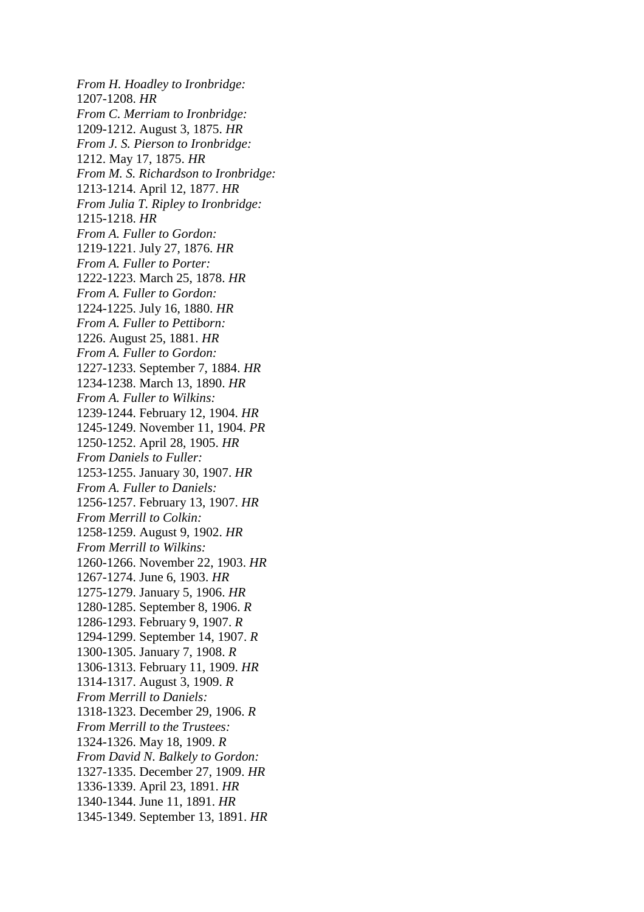*From H. Hoadley to Ironbridge:*
1207-1208. *HR*
*From C. Merriam to Ironbridge:*
1209-1212. August 3, 1875. *HR*
*From J. S. Pierson to Ironbridge:*
1212. May 17, 1875. *HR*
*From M. S. Richardson to Ironbridge:*
1213-1214. April 12, 1877. *HR*
*From Julia T. Ripley to Ironbridge:*
1215-1218. *HR*
*From A. Fuller to Gordon:*
1219-1221. July 27, 1876. *HR*
*From A. Fuller to Porter:*
1222-1223. March 25, 1878. *HR*
*From A. Fuller to Gordon:*
1224-1225. July 16, 1880. *HR*
*From A. Fuller to Pettiborn:*
1226. August 25, 1881. *HR*
*From A. Fuller to Gordon:*
1227-1233. September 7, 1884. *HR*
1234-1238. March 13, 1890. *HR*
*From A. Fuller to Wilkins:*
1239-1244. February 12, 1904. *HR*
1245-1249. November 11, 1904. *PR*
1250-1252. April 28, 1905. *HR*
*From Daniels to Fuller:*
1253-1255. January 30, 1907. *HR*
*From A. Fuller to Daniels:*
1256-1257. February 13, 1907. *HR*
*From Merrill to Colkin:*
1258-1259. August 9, 1902. *HR*
*From Merrill to Wilkins:*
1260-1266. November 22, 1903. *HR*
1267-1274. June 6, 1903. *HR*
1275-1279. January 5, 1906. *HR*
1280-1285. September 8, 1906. *R*
1286-1293. February 9, 1907. *R*
1294-1299. September 14, 1907. *R*
1300-1305. January 7, 1908. *R*
1306-1313. February 11, 1909. *HR*
1314-1317. August 3, 1909. *R*
*From Merrill to Daniels:*
1318-1323. December 29, 1906. *R*
*From Merrill to the Trustees:*
1324-1326. May 18, 1909. *R*
*From David N. Balkely to Gordon:*
1327-1335. December 27, 1909. *HR*
1336-1339. April 23, 1891. *HR*
1340-1344. June 11, 1891. *HR*
1345-1349. September 13, 1891. *HR*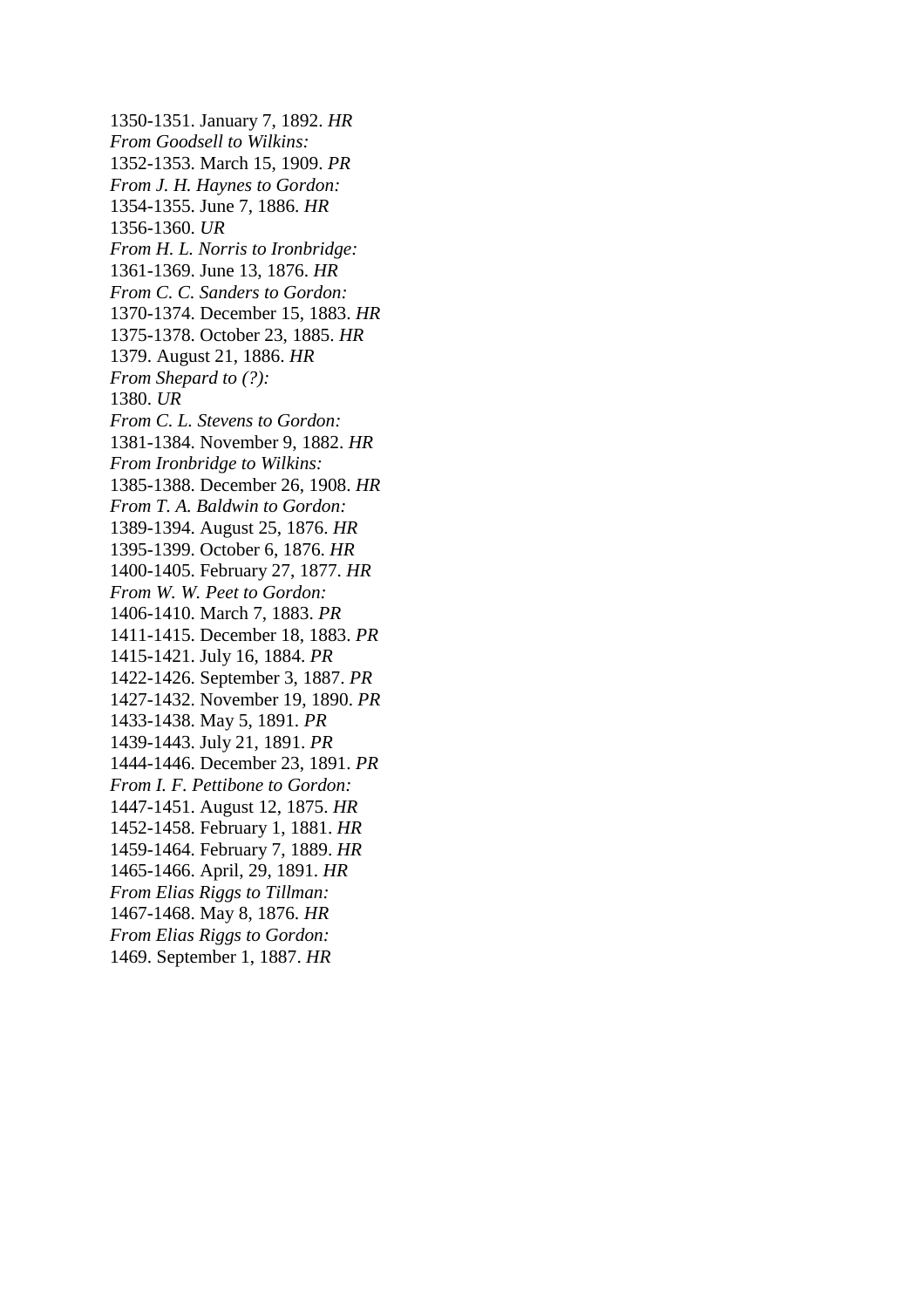1350-1351. January 7, 1892. *HR*
*From Goodsell to Wilkins:*
1352-1353. March 15, 1909. *PR*
*From J. H. Haynes to Gordon:*
1354-1355. June 7, 1886. *HR*
1356-1360. *UR*
*From H. L. Norris to Ironbridge:*
1361-1369. June 13, 1876. *HR*
*From C. C. Sanders to Gordon:*
1370-1374. December 15, 1883. *HR*
1375-1378. October 23, 1885. *HR*
1379. August 21, 1886. *HR*
*From Shepard to (?):*
1380. *UR*
*From C. L. Stevens to Gordon:*
1381-1384. November 9, 1882. *HR*
*From Ironbridge to Wilkins:*
1385-1388. December 26, 1908. *HR*
*From T. A. Baldwin to Gordon:*
1389-1394. August 25, 1876. *HR*
1395-1399. October 6, 1876. *HR*
1400-1405. February 27, 1877. *HR*
*From W. W. Peet to Gordon:*
1406-1410. March 7, 1883. *PR*
1411-1415. December 18, 1883. *PR*
1415-1421. July 16, 1884. *PR*
1422-1426. September 3, 1887. *PR*
1427-1432. November 19, 1890. *PR*
1433-1438. May 5, 1891. *PR*
1439-1443. July 21, 1891. *PR*
1444-1446. December 23, 1891. *PR*
*From I. F. Pettibone to Gordon:*
1447-1451. August 12, 1875. *HR*
1452-1458. February 1, 1881. *HR*
1459-1464. February 7, 1889. *HR*
1465-1466. April, 29, 1891. *HR*
*From Elias Riggs to Tillman:*
1467-1468. May 8, 1876. *HR*
*From Elias Riggs to Gordon:*
1469. September 1, 1887. *HR*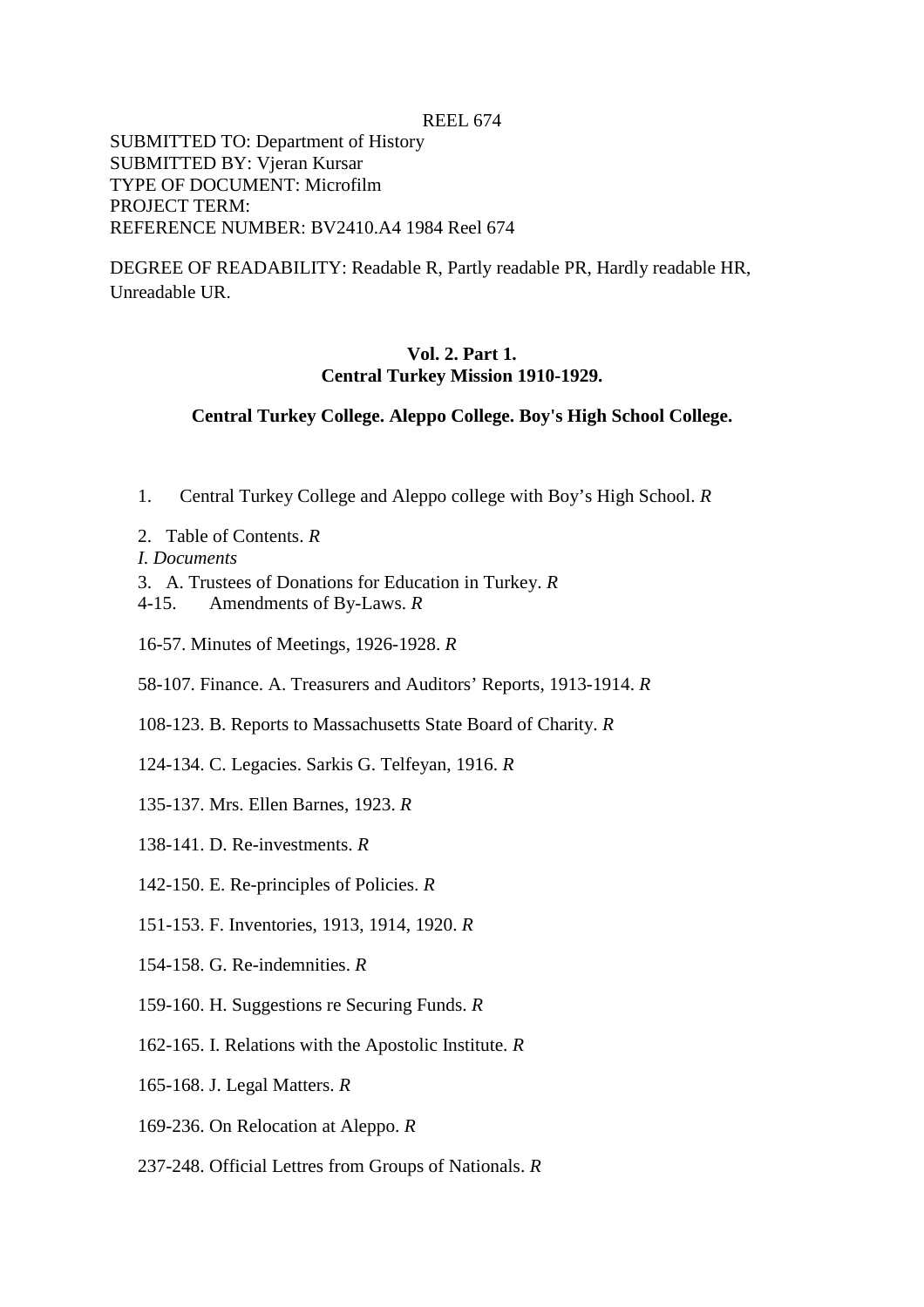REEL 674

SUBMITTED TO: Department of History
SUBMITTED BY: Vjeran Kursar
TYPE OF DOCUMENT: Microfilm
PROJECT TERM:
REFERENCE NUMBER: BV2410.A4 1984 Reel 674

DEGREE OF READABILITY: Readable R, Partly readable PR, Hardly readable HR, Unreadable UR.

**Vol. 2. Part 1.**
**Central Turkey Mission 1910-1929.**

**Central Turkey College. Aleppo College. Boy's High School College.**

1. Central Turkey College and Aleppo college with Boy's High School. *R*

2. Table of Contents. *R*

*I. Documents*

3. A. Trustees of Donations for Education in Turkey. *R*

4-15. Amendments of By-Laws. *R*

16-57. Minutes of Meetings, 1926-1928. *R*

58-107. Finance. A. Treasurers and Auditors' Reports, 1913-1914. *R*

108-123. B. Reports to Massachusetts State Board of Charity. *R*

124-134. C. Legacies. Sarkis G. Telfeyan, 1916. *R*

135-137. Mrs. Ellen Barnes, 1923. *R*

138-141. D. Re-investments. *R*

142-150. E. Re-principles of Policies. *R*

151-153. F. Inventories, 1913, 1914, 1920. *R*

154-158. G. Re-indemnities. *R*

159-160. H. Suggestions re Securing Funds. *R*

162-165. I. Relations with the Apostolic Institute. *R*

165-168. J. Legal Matters. *R*

169-236. On Relocation at Aleppo. *R*

237-248. Official Lettres from Groups of Nationals. *R*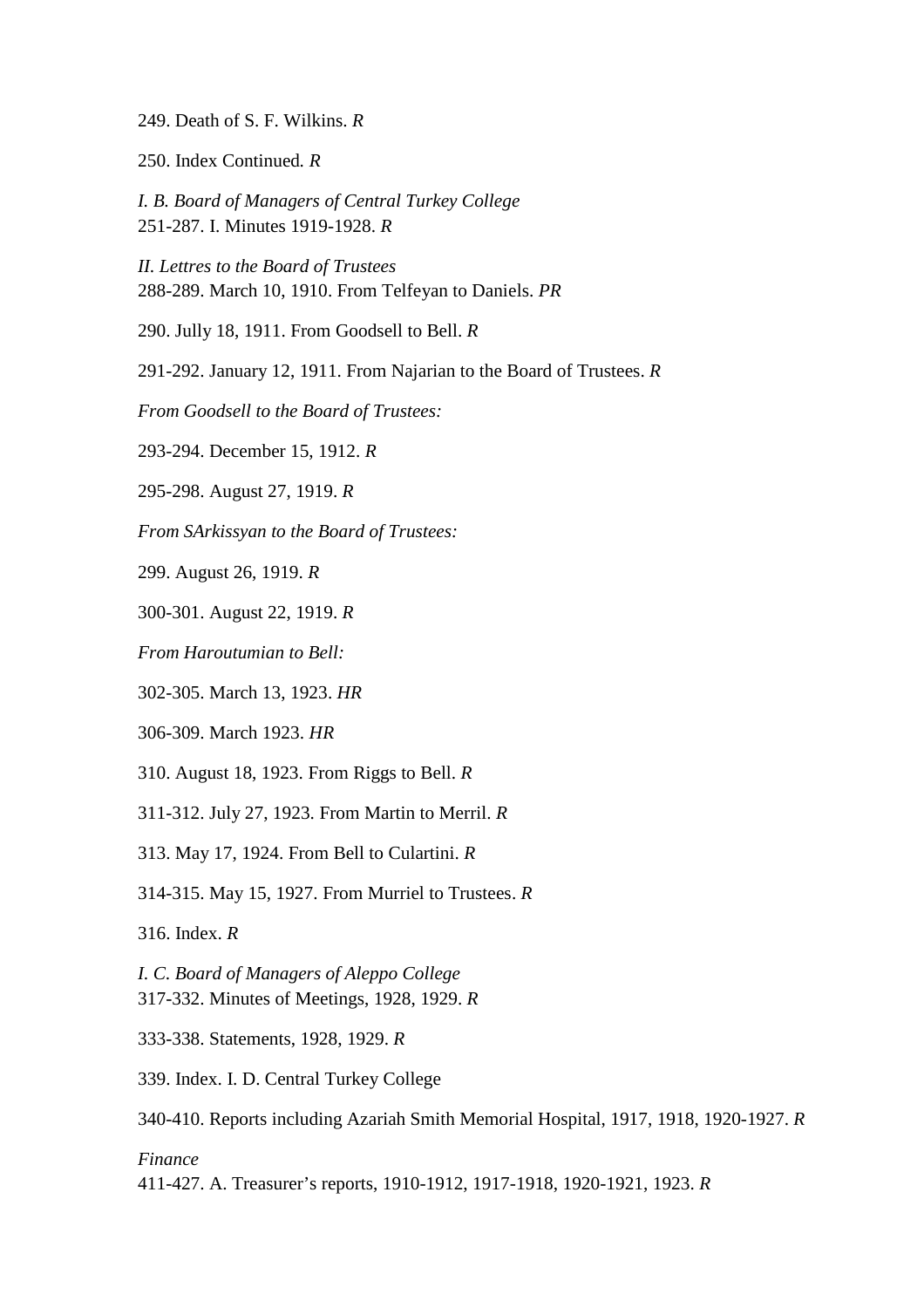249. Death of S. F. Wilkins. *R*

250. Index Continued. *R*

*I. B. Board of Managers of Central Turkey College*
251-287. I. Minutes 1919-1928. *R*

*II. Lettres to the Board of Trustees*
288-289. March 10, 1910. From Telfeyan to Daniels. *PR*

290. Jully 18, 1911. From Goodsell to Bell. *R*

291-292. January 12, 1911. From Najarian to the Board of Trustees. *R*

*From Goodsell to the Board of Trustees:*

293-294. December 15, 1912. *R*

295-298. August 27, 1919. *R*

*From SArkissyan to the Board of Trustees:*

299. August 26, 1919. *R*

300-301. August 22, 1919. *R*

*From Haroutumian to Bell:*

302-305. March 13, 1923. *HR*

306-309. March 1923. *HR*

310. August 18, 1923. From Riggs to Bell. *R*

311-312. July 27, 1923. From Martin to Merril. *R*

313. May 17, 1924. From Bell to Culartini. *R*

314-315. May 15, 1927. From Murriel to Trustees. *R*

316. Index. *R*

*I. C. Board of Managers of Aleppo College*
317-332. Minutes of Meetings, 1928, 1929. *R*

333-338. Statements, 1928, 1929. *R*

339. Index. I. D. Central Turkey College

340-410. Reports including Azariah Smith Memorial Hospital, 1917, 1918, 1920-1927. *R*

*Finance*
411-427. A. Treasurer's reports, 1910-1912, 1917-1918, 1920-1921, 1923. *R*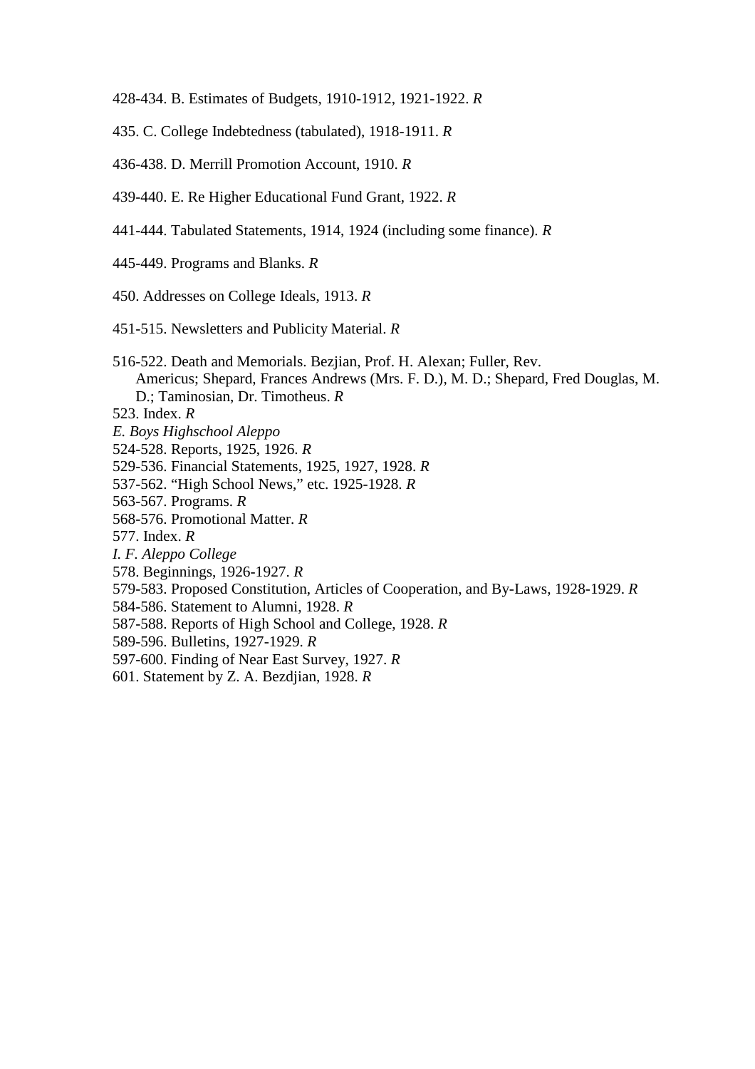428-434. B. Estimates of Budgets, 1910-1912, 1921-1922. *R*

435. C. College Indebtedness (tabulated), 1918-1911. *R*

436-438. D. Merrill Promotion Account, 1910. *R*

439-440. E. Re Higher Educational Fund Grant, 1922. *R*

441-444. Tabulated Statements, 1914, 1924 (including some finance). *R*

445-449. Programs and Blanks. *R*

450. Addresses on College Ideals, 1913. *R*

451-515. Newsletters and Publicity Material. *R*

516-522. Death and Memorials. Bezjian, Prof. H. Alexan; Fuller, Rev. Americus; Shepard, Frances Andrews (Mrs. F. D.), M. D.; Shepard, Fred Douglas, M. D.; Taminosian, Dr. Timotheus. *R*

523. Index. *R*

*E. Boys Highschool Aleppo*

524-528. Reports, 1925, 1926. *R*

529-536. Financial Statements, 1925, 1927, 1928. *R*

537-562. "High School News," etc. 1925-1928. *R*

563-567. Programs. *R*

568-576. Promotional Matter. *R*

577. Index. *R*

*I. F. Aleppo College*

578. Beginnings, 1926-1927. *R*

579-583. Proposed Constitution, Articles of Cooperation, and By-Laws, 1928-1929. *R*

584-586. Statement to Alumni, 1928. *R*

587-588. Reports of High School and College, 1928. *R*

589-596. Bulletins, 1927-1929. *R*

597-600. Finding of Near East Survey, 1927. *R*

601. Statement by Z. A. Bezdjian, 1928. *R*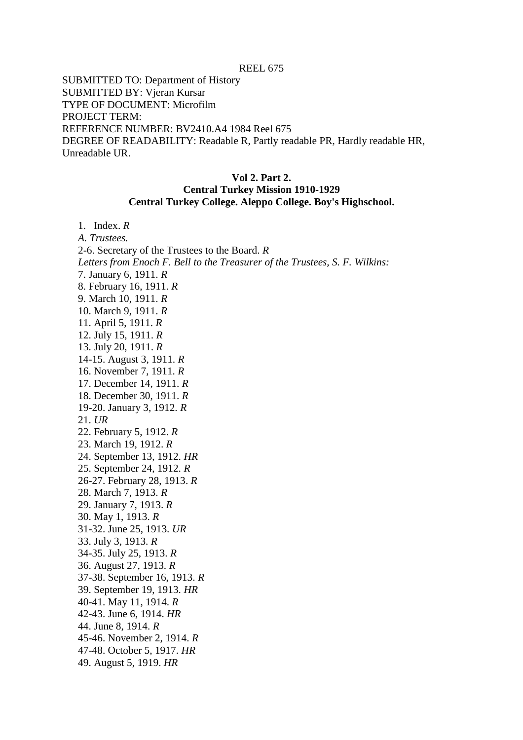REEL 675

SUBMITTED TO: Department of History
SUBMITTED BY: Vjeran Kursar
TYPE OF DOCUMENT: Microfilm
PROJECT TERM:
REFERENCE NUMBER: BV2410.A4 1984 Reel 675
DEGREE OF READABILITY: Readable R, Partly readable PR, Hardly readable HR, Unreadable UR.

**Vol 2. Part 2.**
**Central Turkey Mission 1910-1929**
**Central Turkey College. Aleppo College. Boy's Highschool.**

1. Index. *R*

*A. Trustees.*

2-6. Secretary of the Trustees to the Board. *R*

*Letters from Enoch F. Bell to the Treasurer of the Trustees, S. F. Wilkins:*

7. January 6, 1911. *R*
8. February 16, 1911. *R*
9. March 10, 1911. *R*
10. March 9, 1911. *R*
11. April 5, 1911. *R*
12. July 15, 1911. *R*
13. July 20, 1911. *R*
14-15. August 3, 1911. *R*
16. November 7, 1911. *R*
17. December 14, 1911. *R*
18. December 30, 1911. *R*
19-20. January 3, 1912. *R*
21. *UR*
22. February 5, 1912. *R*
23. March 19, 1912. *R*
24. September 13, 1912. *HR*
25. September 24, 1912. *R*
26-27. February 28, 1913. *R*
28. March 7, 1913. *R*
29. January 7, 1913. *R*
30. May 1, 1913. *R*
31-32. June 25, 1913. *UR*
33. July 3, 1913. *R*
34-35. July 25, 1913. *R*
36. August 27, 1913. *R*
37-38. September 16, 1913. *R*
39. September 19, 1913. *HR*
40-41. May 11, 1914. *R*
42-43. June 6, 1914. *HR*
44. June 8, 1914. *R*
45-46. November 2, 1914. *R*
47-48. October 5, 1917. *HR*
49. August 5, 1919. *HR*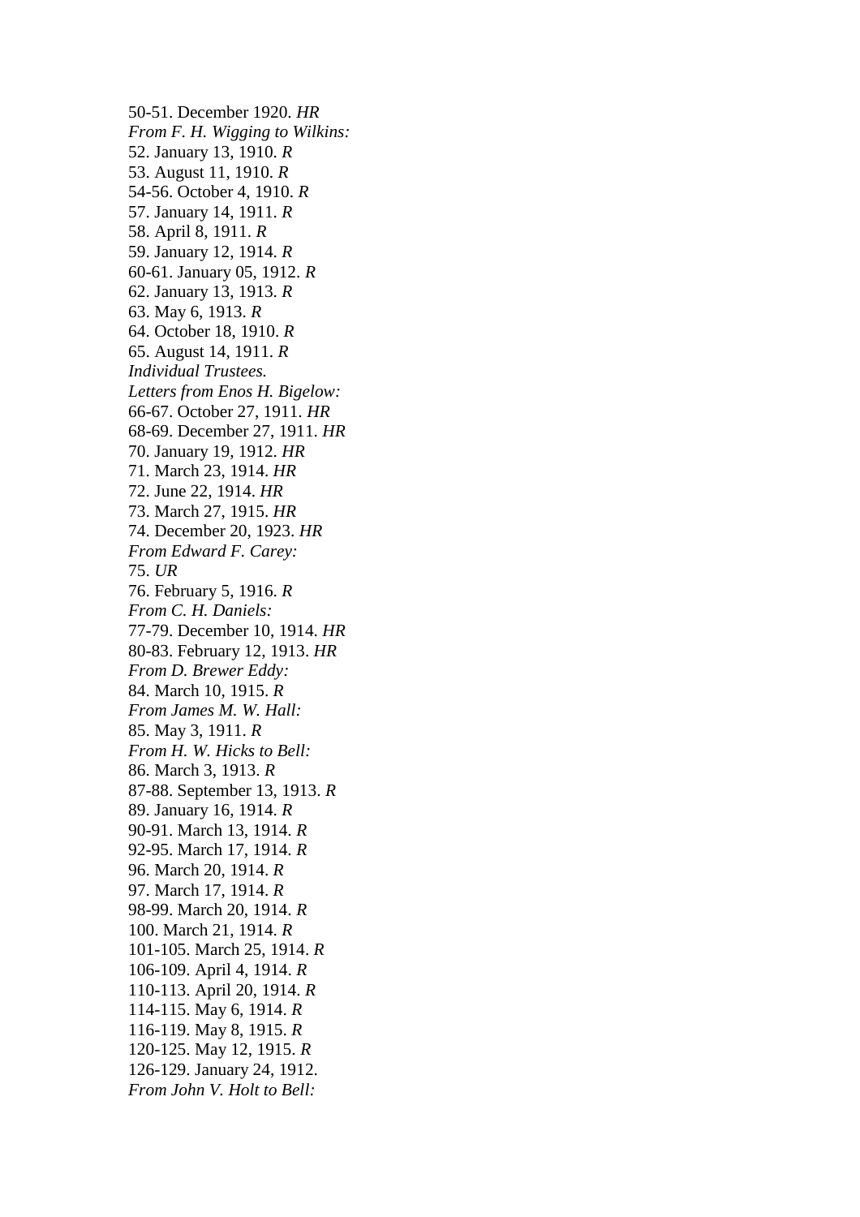50-51. December 1920. *HR*
*From F. H. Wigging to Wilkins:*
52. January 13, 1910. *R*
53. August 11, 1910. *R*
54-56. October 4, 1910. *R*
57. January 14, 1911. *R*
58. April 8, 1911. *R*
59. January 12, 1914. *R*
60-61. January 05, 1912. *R*
62. January 13, 1913. *R*
63. May 6, 1913. *R*
64. October 18, 1910. *R*
65. August 14, 1911. *R*
*Individual Trustees.*
*Letters from Enos H. Bigelow:*
66-67. October 27, 1911. *HR*
68-69. December 27, 1911. *HR*
70. January 19, 1912. *HR*
71. March 23, 1914. *HR*
72. June 22, 1914. *HR*
73. March 27, 1915. *HR*
74. December 20, 1923. *HR*
*From Edward F. Carey:*
75. *UR*
76. February 5, 1916. *R*
*From C. H. Daniels:*
77-79. December 10, 1914. *HR*
80-83. February 12, 1913. *HR*
*From D. Brewer Eddy:*
84. March 10, 1915. *R*
*From James M. W. Hall:*
85. May 3, 1911. *R*
*From H. W. Hicks to Bell:*
86. March 3, 1913. *R*
87-88. September 13, 1913. *R*
89. January 16, 1914. *R*
90-91. March 13, 1914. *R*
92-95. March 17, 1914. *R*
96. March 20, 1914. *R*
97. March 17, 1914. *R*
98-99. March 20, 1914. *R*
100. March 21, 1914. *R*
101-105. March 25, 1914. *R*
106-109. April 4, 1914. *R*
110-113. April 20, 1914. *R*
114-115. May 6, 1914. *R*
116-119. May 8, 1915. *R*
120-125. May 12, 1915. *R*
126-129. January 24, 1912.
*From John V. Holt to Bell:*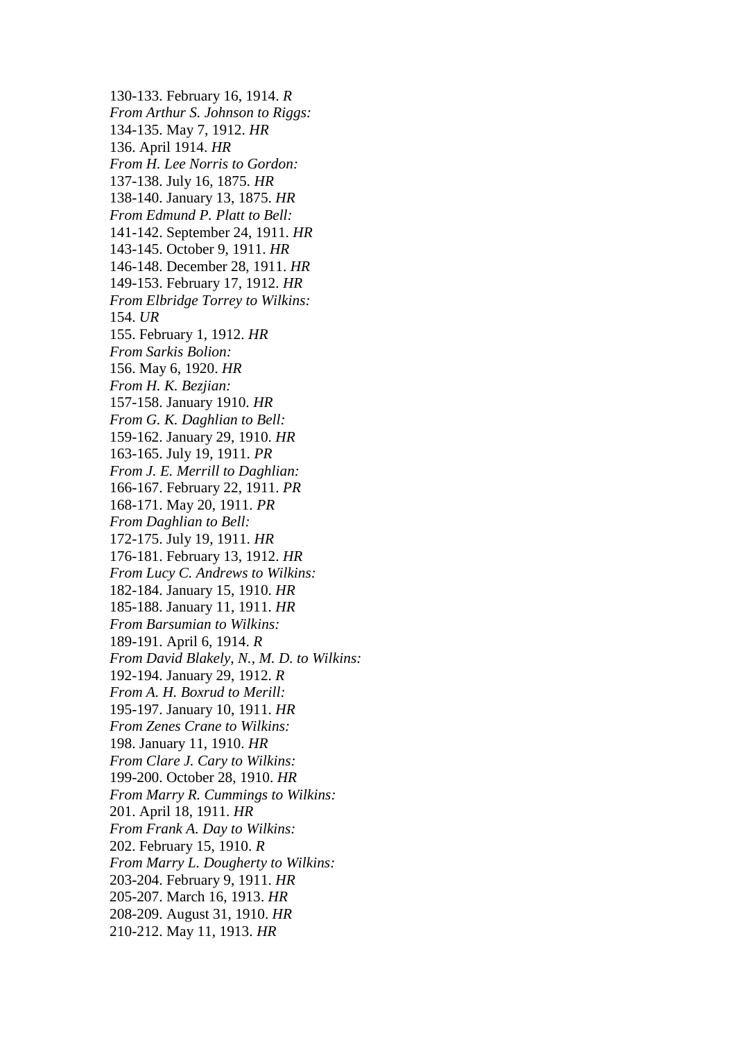130-133. February 16, 1914. *R*
*From Arthur S. Johnson to Riggs:*
134-135. May 7, 1912. *HR*
136. April 1914. *HR*
*From H. Lee Norris to Gordon:*
137-138. July 16, 1875. *HR*
138-140. January 13, 1875. *HR*
*From Edmund P. Platt to Bell:*
141-142. September 24, 1911. *HR*
143-145. October 9, 1911. *HR*
146-148. December 28, 1911. *HR*
149-153. February 17, 1912. *HR*
*From Elbridge Torrey to Wilkins:*
154. *UR*
155. February 1, 1912. *HR*
*From Sarkis Bolion:*
156. May 6, 1920. *HR*
*From H. K. Bezjian:*
157-158. January 1910. *HR*
*From G. K. Daghlian to Bell:*
159-162. January 29, 1910. *HR*
163-165. July 19, 1911. *PR*
*From J. E. Merrill to Daghlian:*
166-167. February 22, 1911. *PR*
168-171. May 20, 1911. *PR*
*From Daghlian to Bell:*
172-175. July 19, 1911. *HR*
176-181. February 13, 1912. *HR*
*From Lucy C. Andrews to Wilkins:*
182-184. January 15, 1910. *HR*
185-188. January 11, 1911. *HR*
*From Barsumian to Wilkins:*
189-191. April 6, 1914. *R*
*From David Blakely, N., M. D. to Wilkins:*
192-194. January 29, 1912. *R*
*From A. H. Boxrud to Merill:*
195-197. January 10, 1911. *HR*
*From Zenes Crane to Wilkins:*
198. January 11, 1910. *HR*
*From Clare J. Cary to Wilkins:*
199-200. October 28, 1910. *HR*
*From Marry R. Cummings to Wilkins:*
201. April 18, 1911. *HR*
*From Frank A. Day to Wilkins:*
202. February 15, 1910. *R*
*From Marry L. Dougherty to Wilkins:*
203-204. February 9, 1911. *HR*
205-207. March 16, 1913. *HR*
208-209. August 31, 1910. *HR*
210-212. May 11, 1913. *HR*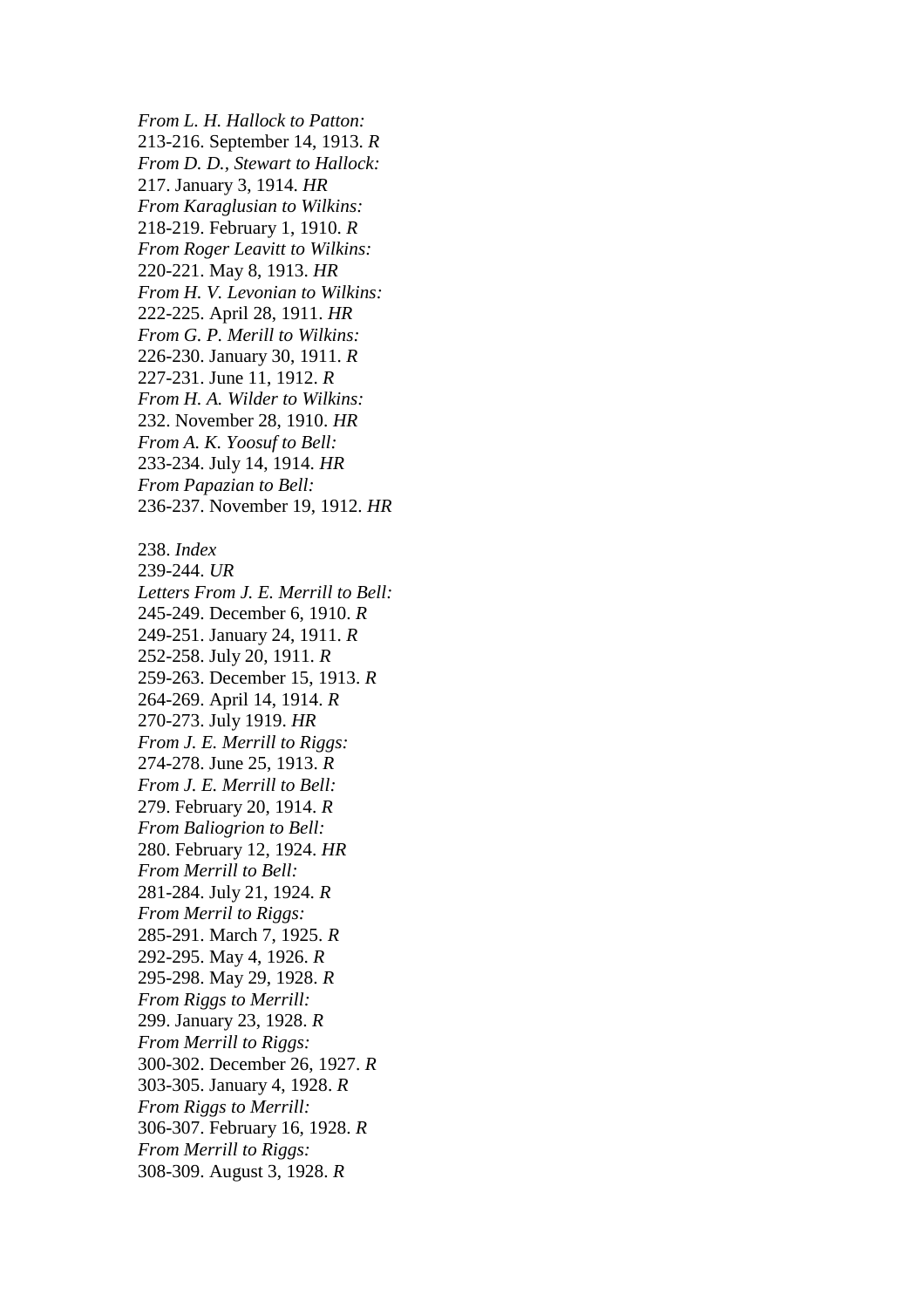*From L. H. Hallock to Patton:*
213-216. September 14, 1913. *R*
*From D. D., Stewart to Hallock:*
217. January 3, 1914. *HR*
*From Karaglusian to Wilkins:*
218-219. February 1, 1910. *R*
*From Roger Leavitt to Wilkins:*
220-221. May 8, 1913. *HR*
*From H. V. Levonian to Wilkins:*
222-225. April 28, 1911. *HR*
*From G. P. Merill to Wilkins:*
226-230. January 30, 1911. *R*
227-231. June 11, 1912. *R*
*From H. A. Wilder to Wilkins:*
232. November 28, 1910. *HR*
*From A. K. Yoosuf to Bell:*
233-234. July 14, 1914. *HR*
*From Papazian to Bell:*
236-237. November 19, 1912. *HR*

238. *Index*
239-244. *UR*
*Letters From J. E. Merrill to Bell:*
245-249. December 6, 1910. *R*
249-251. January 24, 1911. *R*
252-258. July 20, 1911. *R*
259-263. December 15, 1913. *R*
264-269. April 14, 1914. *R*
270-273. July 1919. *HR*
*From J. E. Merrill to Riggs:*
274-278. June 25, 1913. *R*
*From J. E. Merrill to Bell:*
279. February 20, 1914. *R*
*From Baliogrion to Bell:*
280. February 12, 1924. *HR*
*From Merrill to Bell:*
281-284. July 21, 1924. *R*
*From Merril to Riggs:*
285-291. March 7, 1925. *R*
292-295. May 4, 1926. *R*
295-298. May 29, 1928. *R*
*From Riggs to Merrill:*
299. January 23, 1928. *R*
*From Merrill to Riggs:*
300-302. December 26, 1927. *R*
303-305. January 4, 1928. *R*
*From Riggs to Merrill:*
306-307. February 16, 1928. *R*
*From Merrill to Riggs:*
308-309. August 3, 1928. *R*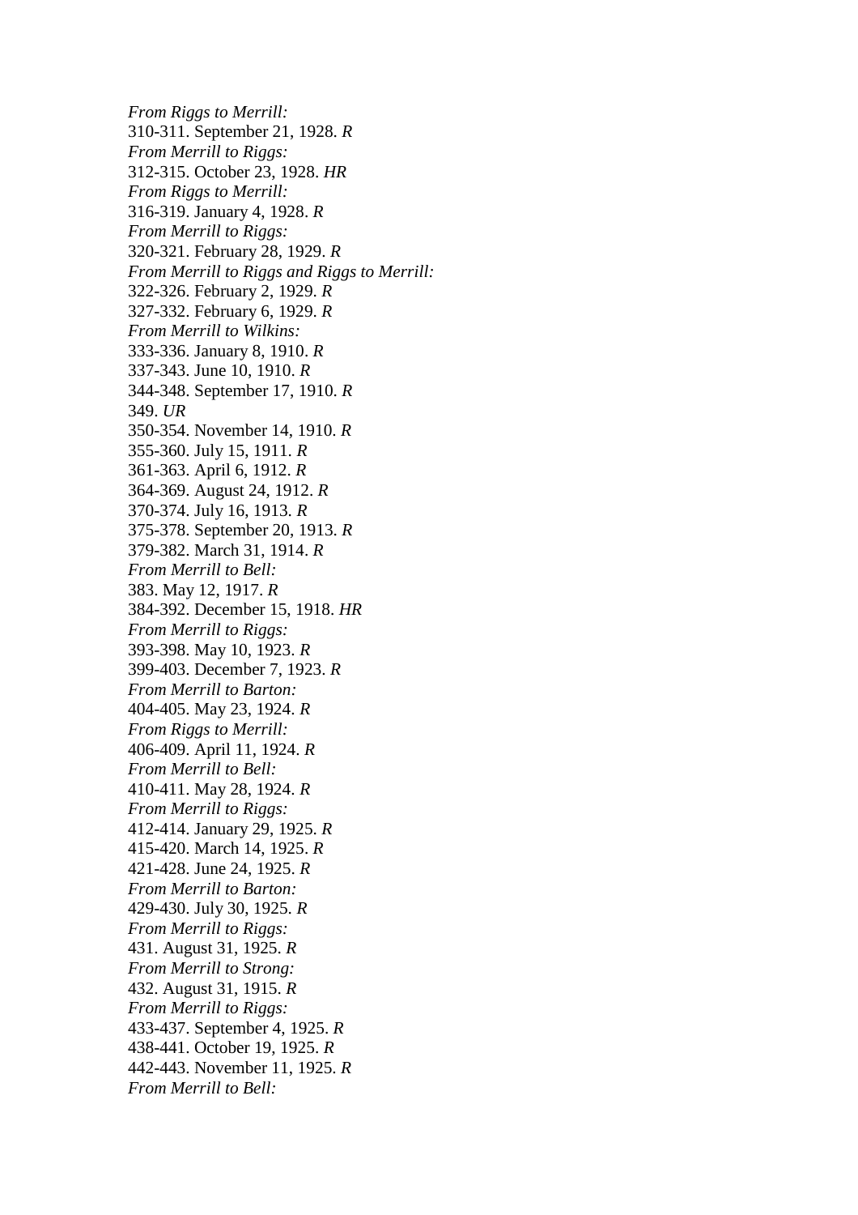*From Riggs to Merrill:*
310-311. September 21, 1928. *R*
*From Merrill to Riggs:*
312-315. October 23, 1928. *HR*
*From Riggs to Merrill:*
316-319. January 4, 1928. *R*
*From Merrill to Riggs:*
320-321. February 28, 1929. *R*
*From Merrill to Riggs and Riggs to Merrill:*
322-326. February 2, 1929. *R*
327-332. February 6, 1929. *R*
*From Merrill to Wilkins:*
333-336. January 8, 1910. *R*
337-343. June 10, 1910. *R*
344-348. September 17, 1910. *R*
349. *UR*
350-354. November 14, 1910. *R*
355-360. July 15, 1911. *R*
361-363. April 6, 1912. *R*
364-369. August 24, 1912. *R*
370-374. July 16, 1913. *R*
375-378. September 20, 1913. *R*
379-382. March 31, 1914. *R*
*From Merrill to Bell:*
383. May 12, 1917. *R*
384-392. December 15, 1918. *HR*
*From Merrill to Riggs:*
393-398. May 10, 1923. *R*
399-403. December 7, 1923. *R*
*From Merrill to Barton:*
404-405. May 23, 1924. *R*
*From Riggs to Merrill:*
406-409. April 11, 1924. *R*
*From Merrill to Bell:*
410-411. May 28, 1924. *R*
*From Merrill to Riggs:*
412-414. January 29, 1925. *R*
415-420. March 14, 1925. *R*
421-428. June 24, 1925. *R*
*From Merrill to Barton:*
429-430. July 30, 1925. *R*
*From Merrill to Riggs:*
431. August 31, 1925. *R*
*From Merrill to Strong:*
432. August 31, 1915. *R*
*From Merrill to Riggs:*
433-437. September 4, 1925. *R*
438-441. October 19, 1925. *R*
442-443. November 11, 1925. *R*
*From Merrill to Bell:*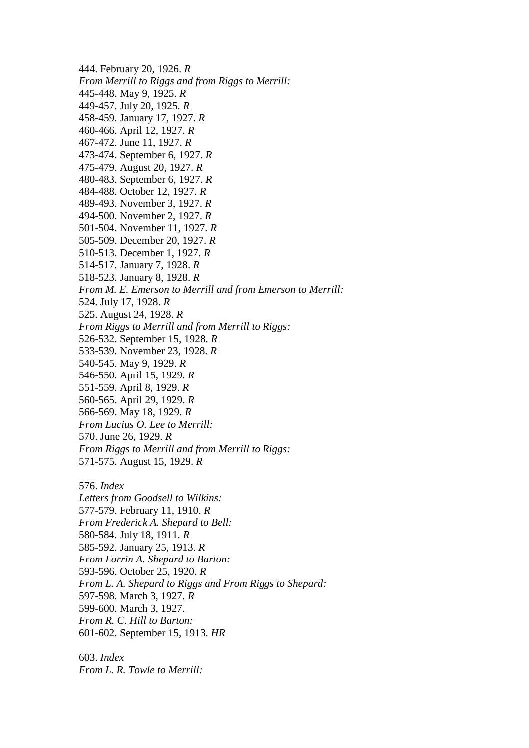444. February 20, 1926. *R*
*From Merrill to Riggs and from Riggs to Merrill:*
445-448. May 9, 1925. *R*
449-457. July 20, 1925. *R*
458-459. January 17, 1927. *R*
460-466. April 12, 1927. *R*
467-472. June 11, 1927. *R*
473-474. September 6, 1927. *R*
475-479. August 20, 1927. *R*
480-483. September 6, 1927. *R*
484-488. October 12, 1927. *R*
489-493. November 3, 1927. *R*
494-500. November 2, 1927. *R*
501-504. November 11, 1927. *R*
505-509. December 20, 1927. *R*
510-513. December 1, 1927. *R*
514-517. January 7, 1928. *R*
518-523. January 8, 1928. *R*
*From M. E. Emerson to Merrill and from Emerson to Merrill:*
524. July 17, 1928. *R*
525. August 24, 1928. *R*
*From Riggs to Merrill and from Merrill to Riggs:*
526-532. September 15, 1928. *R*
533-539. November 23, 1928. *R*
540-545. May 9, 1929. *R*
546-550. April 15, 1929. *R*
551-559. April 8, 1929. *R*
560-565. April 29, 1929. *R*
566-569. May 18, 1929. *R*
*From Lucius O. Lee to Merrill:*
570. June 26, 1929. *R*
*From Riggs to Merrill and from Merrill to Riggs:*
571-575. August 15, 1929. *R*

576. *Index*
*Letters from Goodsell to Wilkins:*
577-579. February 11, 1910. *R*
*From Frederick A. Shepard to Bell:*
580-584. July 18, 1911. *R*
585-592. January 25, 1913. *R*
*From Lorrin A. Shepard to Barton:*
593-596. October 25, 1920. *R*
*From L. A. Shepard to Riggs and From Riggs to Shepard:*
597-598. March 3, 1927. *R*
599-600. March 3, 1927.
*From R. C. Hill to Barton:*
601-602. September 15, 1913. *HR*

603. *Index*
*From L. R. Towle to Merrill:*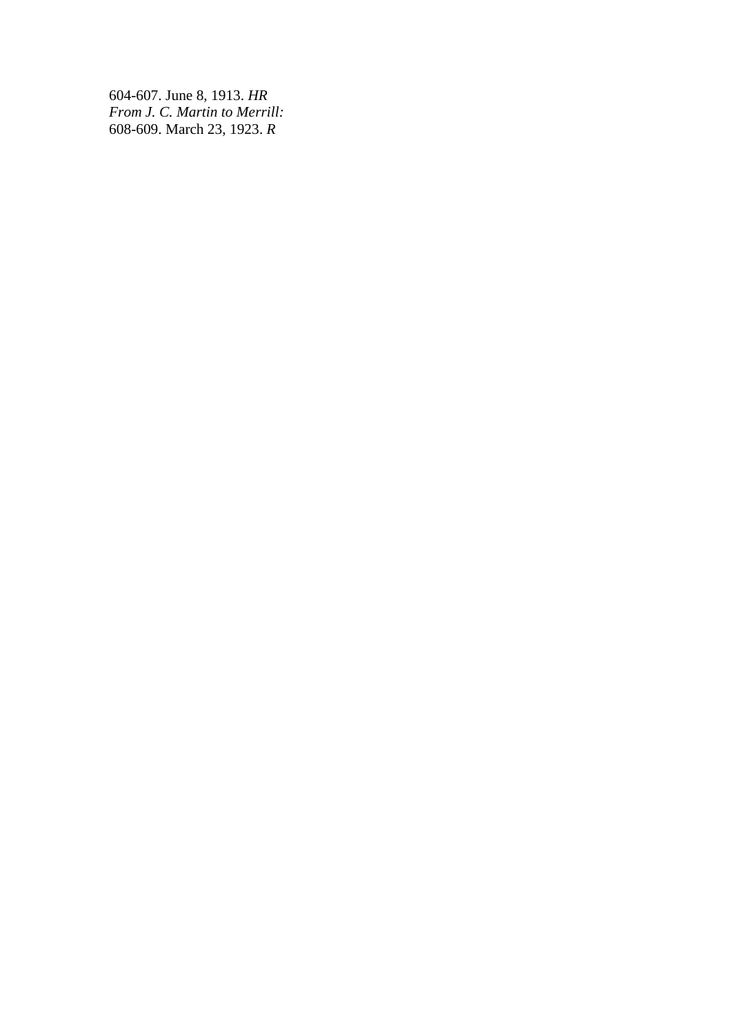604-607. June 8, 1913. *HR*
*From J. C. Martin to Merrill:*
608-609. March 23, 1923. *R*